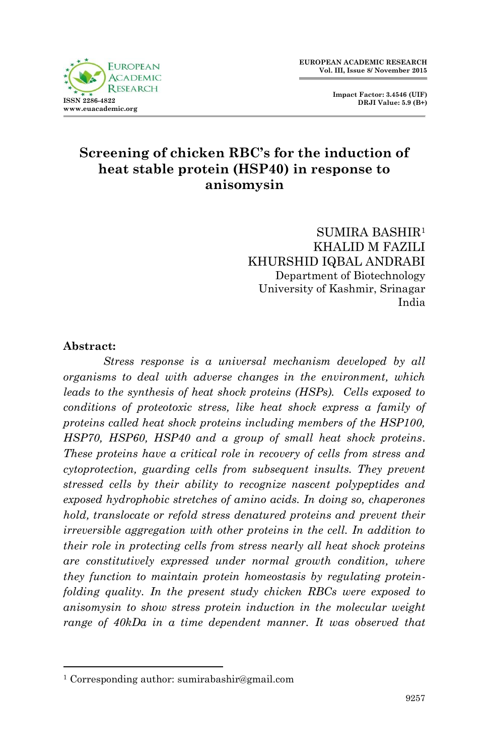# Screening of chicken RBC's for the induction of heat stable protein (HSP40) in response to anisomysin

SUMIRA BASHIR[1]
KHALID M FAZILI
KHURSHID IQBAL ANDRABI
Department of Biotechnology
University of Kashmir, Srinagar
India

**Abstract:**

*Stress response is a universal mechanism developed by all organisms to deal with adverse changes in the environment, which leads to the synthesis of heat shock proteins (HSPs). Cells exposed to conditions of proteotoxic stress, like heat shock express a family of proteins called heat shock proteins including members of the HSP100, HSP70, HSP60, HSP40 and a group of small heat shock proteins. These proteins have a critical role in recovery of cells from stress and cytoprotection, guarding cells from subsequent insults. They prevent stressed cells by their ability to recognize nascent polypeptides and exposed hydrophobic stretches of amino acids. In doing so, chaperones hold, translocate or refold stress denatured proteins and prevent their irreversible aggregation with other proteins in the cell. In addition to their role in protecting cells from stress nearly all heat shock proteins are constitutively expressed under normal growth condition, where they function to maintain protein homeostasis by regulating protein-folding quality. In the present study chicken RBCs were exposed to anisomysin to show stress protein induction in the molecular weight range of 40kDa in a time dependent manner. It was observed that*

[1] Corresponding author: sumirabashir@gmail.com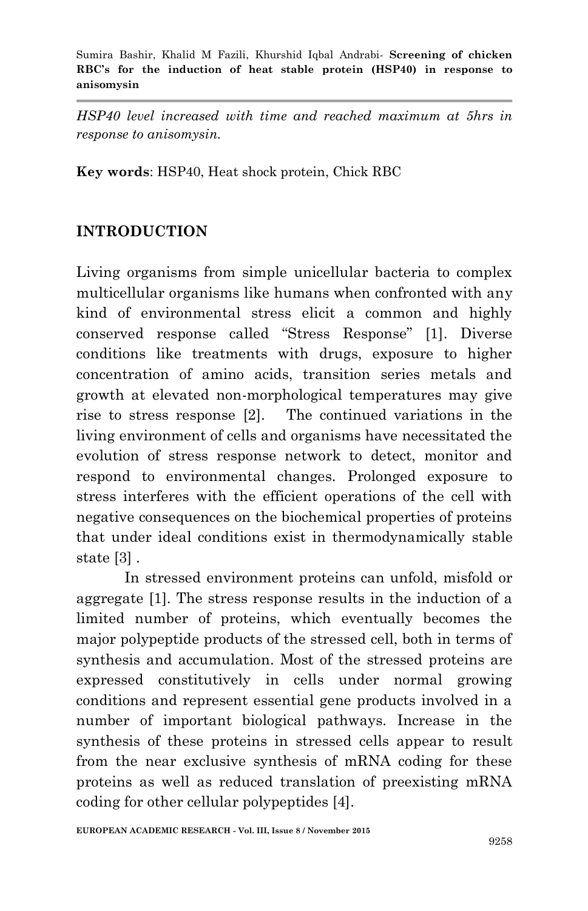*HSP40 level increased with time and reached maximum at 5hrs in response to anisomysin.*

**Key words**: HSP40, Heat shock protein, Chick RBC

## INTRODUCTION

Living organisms from simple unicellular bacteria to complex multicellular organisms like humans when confronted with any kind of environmental stress elicit a common and highly conserved response called "Stress Response" [1]. Diverse conditions like treatments with drugs, exposure to higher concentration of amino acids, transition series metals and growth at elevated non-morphological temperatures may give rise to stress response [2]. The continued variations in the living environment of cells and organisms have necessitated the evolution of stress response network to detect, monitor and respond to environmental changes. Prolonged exposure to stress interferes with the efficient operations of the cell with negative consequences on the biochemical properties of proteins that under ideal conditions exist in thermodynamically stable state [3] .

In stressed environment proteins can unfold, misfold or aggregate [1]. The stress response results in the induction of a limited number of proteins, which eventually becomes the major polypeptide products of the stressed cell, both in terms of synthesis and accumulation. Most of the stressed proteins are expressed constitutively in cells under normal growing conditions and represent essential gene products involved in a number of important biological pathways. Increase in the synthesis of these proteins in stressed cells appear to result from the near exclusive synthesis of mRNA coding for these proteins as well as reduced translation of preexisting mRNA coding for other cellular polypeptides [4].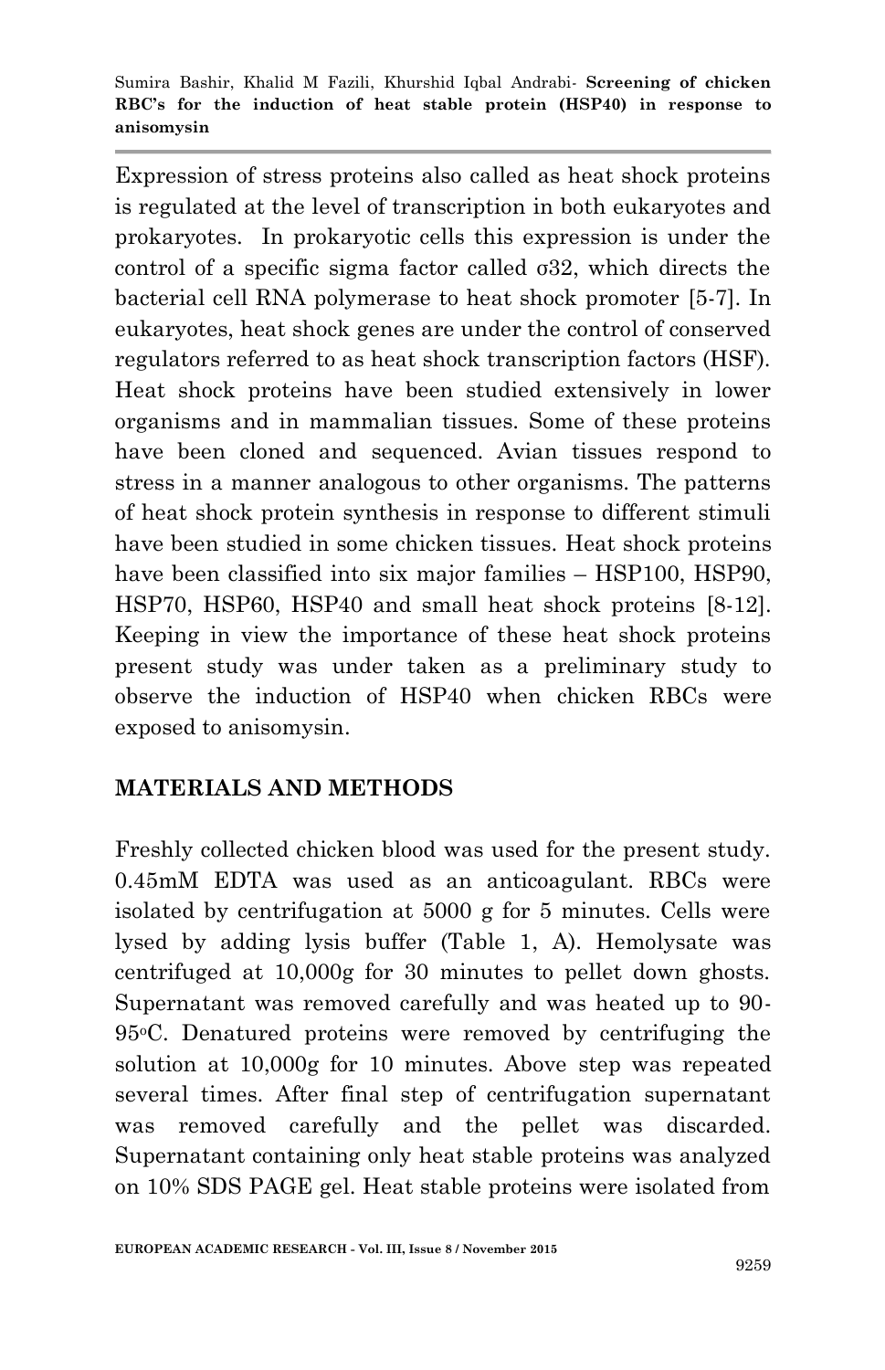Expression of stress proteins also called as heat shock proteins is regulated at the level of transcription in both eukaryotes and prokaryotes. In prokaryotic cells this expression is under the control of a specific sigma factor called σ32, which directs the bacterial cell RNA polymerase to heat shock promoter [5-7]. In eukaryotes, heat shock genes are under the control of conserved regulators referred to as heat shock transcription factors (HSF). Heat shock proteins have been studied extensively in lower organisms and in mammalian tissues. Some of these proteins have been cloned and sequenced. Avian tissues respond to stress in a manner analogous to other organisms. The patterns of heat shock protein synthesis in response to different stimuli have been studied in some chicken tissues. Heat shock proteins have been classified into six major families – HSP100, HSP90, HSP70, HSP60, HSP40 and small heat shock proteins [8-12]. Keeping in view the importance of these heat shock proteins present study was under taken as a preliminary study to observe the induction of HSP40 when chicken RBCs were exposed to anisomysin.

## MATERIALS AND METHODS

Freshly collected chicken blood was used for the present study. 0.45mM EDTA was used as an anticoagulant. RBCs were isolated by centrifugation at 5000 g for 5 minutes. Cells were lysed by adding lysis buffer (Table 1, A). Hemolysate was centrifuged at 10,000g for 30 minutes to pellet down ghosts. Supernatant was removed carefully and was heated up to 90-95$^{o}$C. Denatured proteins were removed by centrifuging the solution at 10,000g for 10 minutes. Above step was repeated several times. After final step of centrifugation supernatant was removed carefully and the pellet was discarded. Supernatant containing only heat stable proteins was analyzed on 10% SDS PAGE gel. Heat stable proteins were isolated from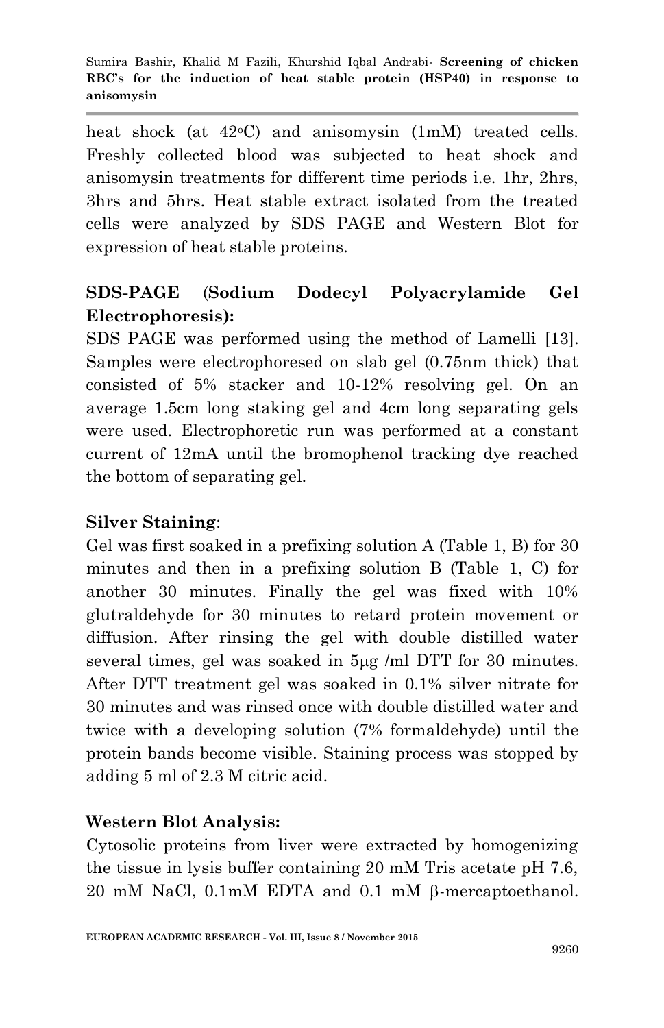heat shock (at 42°C) and anisomysin (1mM) treated cells. Freshly collected blood was subjected to heat shock and anisomysin treatments for different time periods i.e. 1hr, 2hrs, 3hrs and 5hrs. Heat stable extract isolated from the treated cells were analyzed by SDS PAGE and Western Blot for expression of heat stable proteins.

## SDS-PAGE (Sodium Dodecyl Polyacrylamide Gel Electrophoresis):

SDS PAGE was performed using the method of Lamelli [13]. Samples were electrophoresed on slab gel (0.75nm thick) that consisted of 5% stacker and 10-12% resolving gel. On an average 1.5cm long staking gel and 4cm long separating gels were used. Electrophoretic run was performed at a constant current of 12mA until the bromophenol tracking dye reached the bottom of separating gel.

## Silver Staining:

Gel was first soaked in a prefixing solution A (Table 1, B) for 30 minutes and then in a prefixing solution B (Table 1, C) for another 30 minutes. Finally the gel was fixed with 10% glutraldehyde for 30 minutes to retard protein movement or diffusion. After rinsing the gel with double distilled water several times, gel was soaked in 5μg /ml DTT for 30 minutes. After DTT treatment gel was soaked in 0.1% silver nitrate for 30 minutes and was rinsed once with double distilled water and twice with a developing solution (7% formaldehyde) until the protein bands become visible. Staining process was stopped by adding 5 ml of 2.3 M citric acid.

## Western Blot Analysis:

Cytosolic proteins from liver were extracted by homogenizing the tissue in lysis buffer containing 20 mM Tris acetate pH 7.6, 20 mM NaCl, 0.1mM EDTA and 0.1 mM β-mercaptoethanol.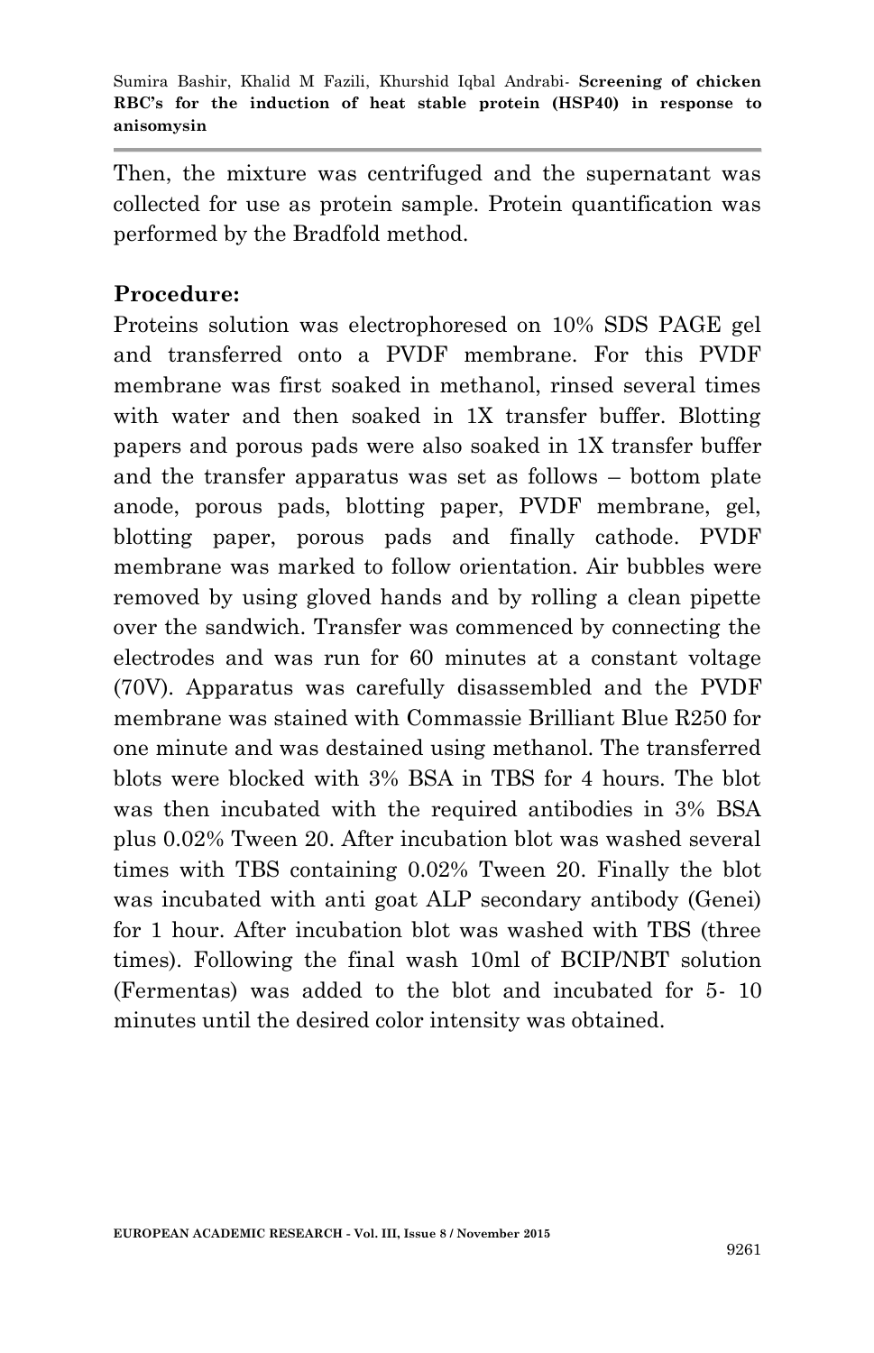Then, the mixture was centrifuged and the supernatant was collected for use as protein sample. Protein quantification was performed by the Bradfold method.

**Procedure:**

Proteins solution was electrophoresed on 10% SDS PAGE gel and transferred onto a PVDF membrane. For this PVDF membrane was first soaked in methanol, rinsed several times with water and then soaked in 1X transfer buffer. Blotting papers and porous pads were also soaked in 1X transfer buffer and the transfer apparatus was set as follows – bottom plate anode, porous pads, blotting paper, PVDF membrane, gel, blotting paper, porous pads and finally cathode. PVDF membrane was marked to follow orientation. Air bubbles were removed by using gloved hands and by rolling a clean pipette over the sandwich. Transfer was commenced by connecting the electrodes and was run for 60 minutes at a constant voltage (70V). Apparatus was carefully disassembled and the PVDF membrane was stained with Commassie Brilliant Blue R250 for one minute and was destained using methanol. The transferred blots were blocked with 3% BSA in TBS for 4 hours. The blot was then incubated with the required antibodies in 3% BSA plus 0.02% Tween 20. After incubation blot was washed several times with TBS containing 0.02% Tween 20. Finally the blot was incubated with anti goat ALP secondary antibody (Genei) for 1 hour. After incubation blot was washed with TBS (three times). Following the final wash 10ml of BCIP/NBT solution (Fermentas) was added to the blot and incubated for 5- 10 minutes until the desired color intensity was obtained.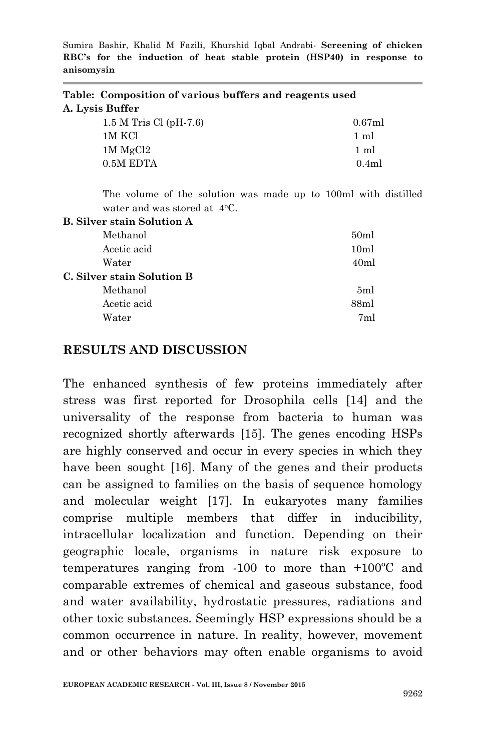**Table: Composition of various buffers and reagents used**

**A. Lysis Buffer**

| Component | Volume |
|---|---|
| 1.5 M Tris Cl (pH-7.6) | 0.67ml |
| 1M KCl | 1 ml |
| 1M $MgCl_2$ | 1 ml |
| 0.5M EDTA | 0.4ml |

The volume of the solution was made up to 100ml with distilled water and was stored at 4°C.

**B. Silver stain Solution A**

| Component | Volume |
|---|---|
| Methanol | 50ml |
| Acetic acid | 10ml |
| Water | 40ml |

**C. Silver stain Solution B**

| Component | Volume |
|---|---|
| Methanol | 5ml |
| Acetic acid | 88ml |
| Water | 7ml |

## RESULTS AND DISCUSSION

The enhanced synthesis of few proteins immediately after stress was first reported for Drosophila cells [14] and the universality of the response from bacteria to human was recognized shortly afterwards [15]. The genes encoding HSPs are highly conserved and occur in every species in which they have been sought [16]. Many of the genes and their products can be assigned to families on the basis of sequence homology and molecular weight [17]. In eukaryotes many families comprise multiple members that differ in inducibility, intracellular localization and function. Depending on their geographic locale, organisms in nature risk exposure to temperatures ranging from -100 to more than +100ºC and comparable extremes of chemical and gaseous substance, food and water availability, hydrostatic pressures, radiations and other toxic substances. Seemingly HSP expressions should be a common occurrence in nature. In reality, however, movement and or other behaviors may often enable organisms to avoid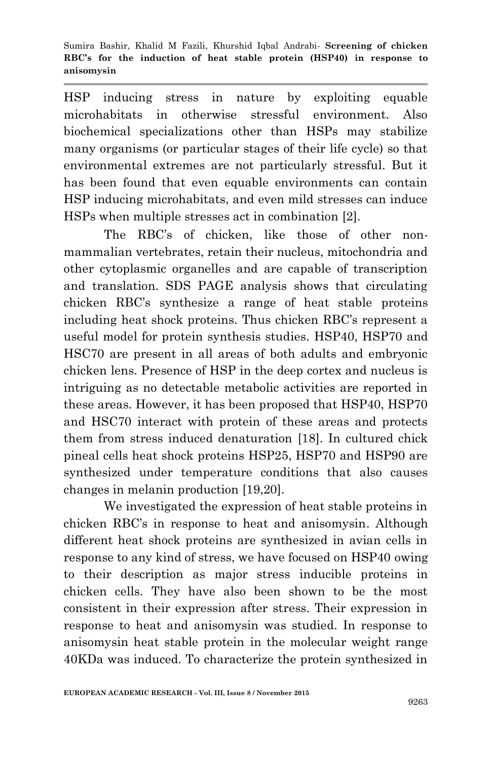HSP inducing stress in nature by exploiting equable microhabitats in otherwise stressful environment. Also biochemical specializations other than HSPs may stabilize many organisms (or particular stages of their life cycle) so that environmental extremes are not particularly stressful. But it has been found that even equable environments can contain HSP inducing microhabitats, and even mild stresses can induce HSPs when multiple stresses act in combination [2].

The RBC's of chicken, like those of other non-mammalian vertebrates, retain their nucleus, mitochondria and other cytoplasmic organelles and are capable of transcription and translation. SDS PAGE analysis shows that circulating chicken RBC's synthesize a range of heat stable proteins including heat shock proteins. Thus chicken RBC's represent a useful model for protein synthesis studies. HSP40, HSP70 and HSC70 are present in all areas of both adults and embryonic chicken lens. Presence of HSP in the deep cortex and nucleus is intriguing as no detectable metabolic activities are reported in these areas. However, it has been proposed that HSP40, HSP70 and HSC70 interact with protein of these areas and protects them from stress induced denaturation [18]. In cultured chick pineal cells heat shock proteins HSP25, HSP70 and HSP90 are synthesized under temperature conditions that also causes changes in melanin production [19,20].

We investigated the expression of heat stable proteins in chicken RBC's in response to heat and anisomysin. Although different heat shock proteins are synthesized in avian cells in response to any kind of stress, we have focused on HSP40 owing to their description as major stress inducible proteins in chicken cells. They have also been shown to be the most consistent in their expression after stress. Their expression in response to heat and anisomysin was studied. In response to anisomysin heat stable protein in the molecular weight range 40KDa was induced. To characterize the protein synthesized in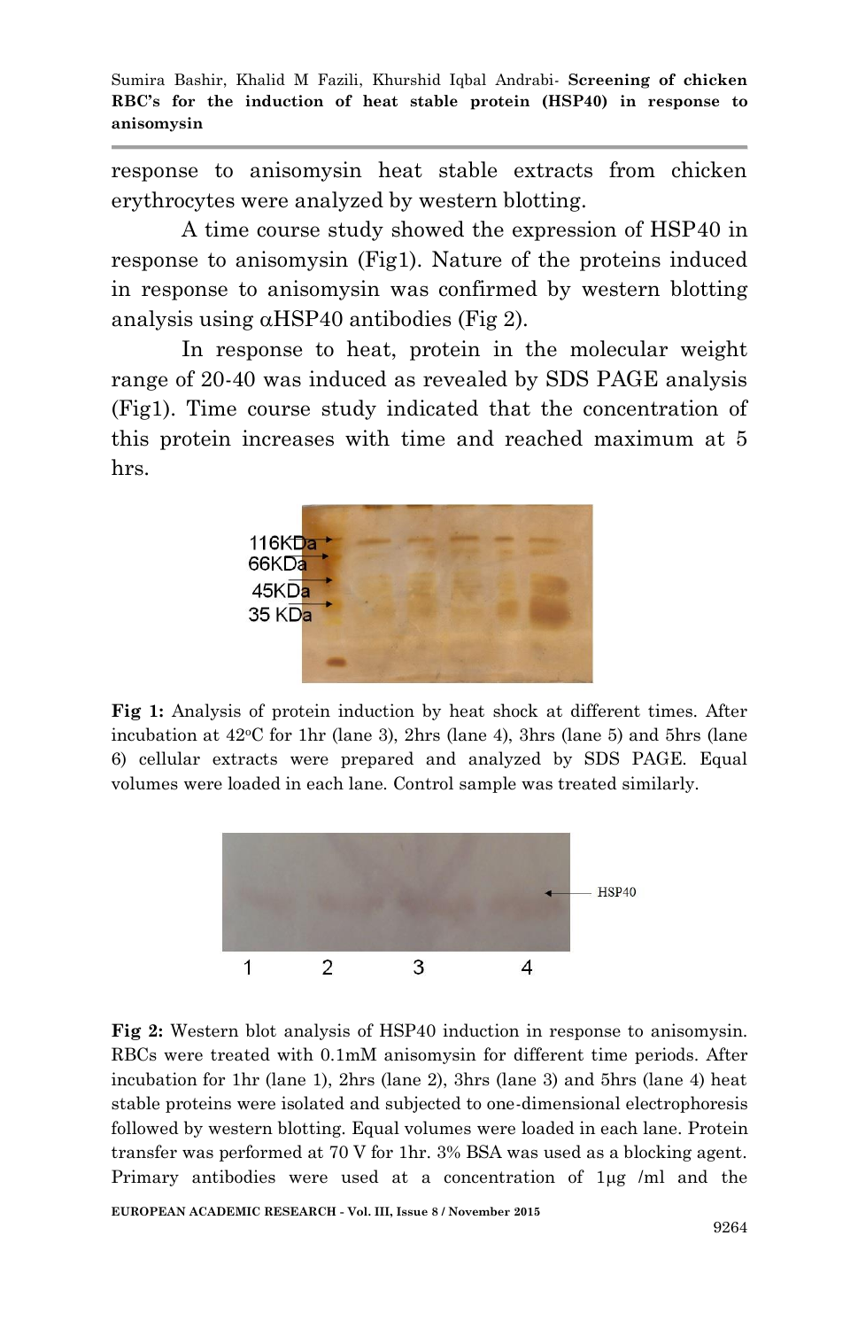response to anisomysin heat stable extracts from chicken erythrocytes were analyzed by western blotting.

A time course study showed the expression of HSP40 in response to anisomysin (Fig1). Nature of the proteins induced in response to anisomysin was confirmed by western blotting analysis using αHSP40 antibodies (Fig 2).

In response to heat, protein in the molecular weight range of 20-40 was induced as revealed by SDS PAGE analysis (Fig1). Time course study indicated that the concentration of this protein increases with time and reached maximum at 5 hrs.

**Fig 1:** Analysis of protein induction by heat shock at different times. After incubation at 42°C for 1hr (lane 3), 2hrs (lane 4), 3hrs (lane 5) and 5hrs (lane 6) cellular extracts were prepared and analyzed by SDS PAGE. Equal volumes were loaded in each lane. Control sample was treated similarly.

**Fig 2:** Western blot analysis of HSP40 induction in response to anisomysin. RBCs were treated with 0.1mM anisomysin for different time periods. After incubation for 1hr (lane 1), 2hrs (lane 2), 3hrs (lane 3) and 5hrs (lane 4) heat stable proteins were isolated and subjected to one-dimensional electrophoresis followed by western blotting. Equal volumes were loaded in each lane. Protein transfer was performed at 70 V for 1hr. 3% BSA was used as a blocking agent. Primary antibodies were used at a concentration of 1μg /ml and the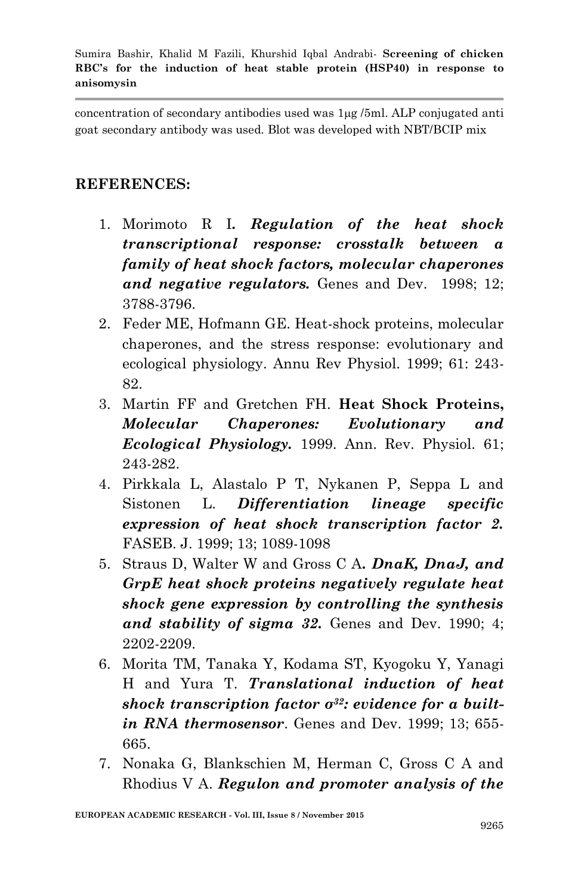concentration of secondary antibodies used was 1μg /5ml. ALP conjugated anti goat secondary antibody was used. Blot was developed with NBT/BCIP mix

## REFERENCES:

1. Morimoto R I**.** ***Regulation of the heat shock transcriptional response: crosstalk between a family of heat shock factors, molecular chaperones and negative regulators.*** Genes and Dev. 1998; 12; 3788-3796.
2. Feder ME, Hofmann GE. Heat-shock proteins, molecular chaperones, and the stress response: evolutionary and ecological physiology. Annu Rev Physiol. 1999; 61: 243-82.
3. Martin FF and Gretchen FH. **Heat Shock Proteins,** ***Molecular Chaperones: Evolutionary and Ecological Physiology.*** 1999. Ann. Rev. Physiol. 61; 243-282.
4. Pirkkala L, Alastalo P T, Nykanen P, Seppa L and Sistonen L. ***Differentiation lineage specific expression of heat shock transcription factor 2.*** FASEB. J. 1999; 13; 1089-1098
5. Straus D, Walter W and Gross C A**.** ***DnaK, DnaJ, and GrpE heat shock proteins negatively regulate heat shock gene expression by controlling the synthesis and stability of sigma 32.*** Genes and Dev. 1990; 4; 2202-2209.
6. Morita TM, Tanaka Y, Kodama ST, Kyogoku Y, Yanagi H and Yura T. ***Translational induction of heat shock transcription factor*** $\sigma^{32}$***: evidence for a built-in RNA thermosensor***. Genes and Dev. 1999; 13; 655-665.
7. Nonaka G, Blankschien M, Herman C, Gross C A and Rhodius V A. ***Regulon and promoter analysis of the***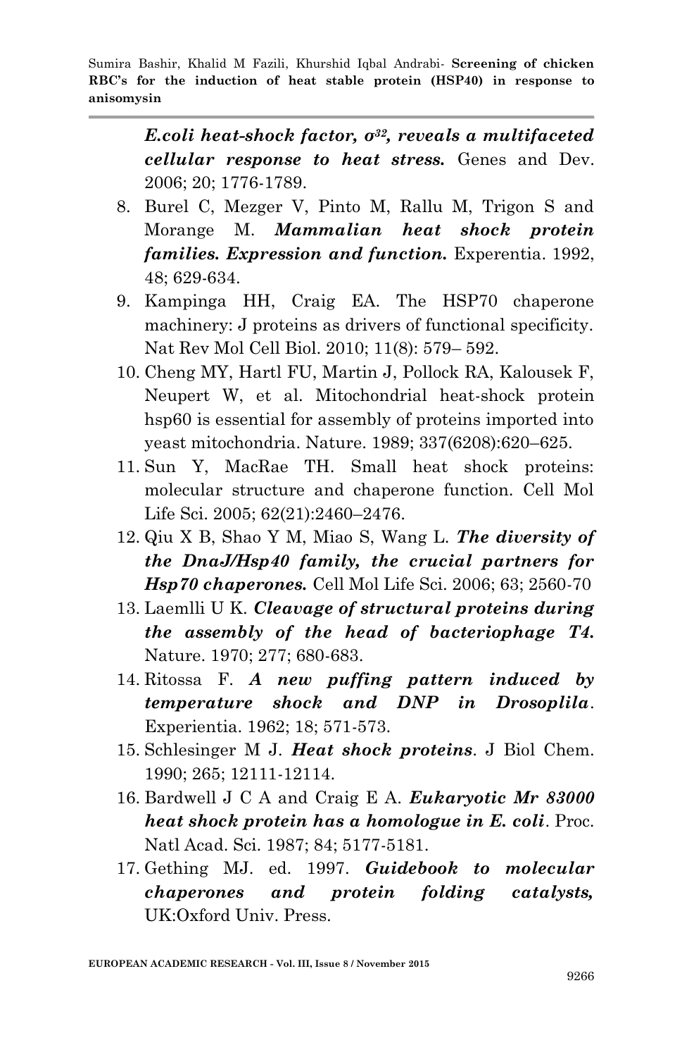***E.coli heat-shock factor, σ^32, reveals a multifaceted cellular response to heat stress.*** Genes and Dev. 2006; 20; 1776-1789.

8. Burel C, Mezger V, Pinto M, Rallu M, Trigon S and Morange M. ***Mammalian heat shock protein families. Expression and function.*** Experentia. 1992, 48; 629-634.
9. Kampinga HH, Craig EA. The HSP70 chaperone machinery: J proteins as drivers of functional specificity. Nat Rev Mol Cell Biol. 2010; 11(8): 579– 592.
10. Cheng MY, Hartl FU, Martin J, Pollock RA, Kalousek F, Neupert W, et al. Mitochondrial heat-shock protein hsp60 is essential for assembly of proteins imported into yeast mitochondria. Nature. 1989; 337(6208):620–625.
11. Sun Y, MacRae TH. Small heat shock proteins: molecular structure and chaperone function. Cell Mol Life Sci. 2005; 62(21):2460–2476.
12. Qiu X B, Shao Y M, Miao S, Wang L. ***The diversity of the DnaJ/Hsp40 family, the crucial partners for Hsp70 chaperones.*** Cell Mol Life Sci. 2006; 63; 2560-70
13. Laemlli U K. ***Cleavage of structural proteins during the assembly of the head of bacteriophage T4.*** Nature. 1970; 277; 680-683.
14. Ritossa F. ***A new puffing pattern induced by temperature shock and DNP in Drosoplila***. Experientia. 1962; 18; 571-573.
15. Schlesinger M J. ***Heat shock proteins***. J Biol Chem. 1990; 265; 12111-12114.
16. Bardwell J C A and Craig E A. ***Eukaryotic Mr 83000 heat shock protein has a homologue in E. coli***. Proc. Natl Acad. Sci. 1987; 84; 5177-5181.
17. Gething MJ. ed. 1997. ***Guidebook to molecular chaperones and protein folding catalysts,*** UK:Oxford Univ. Press.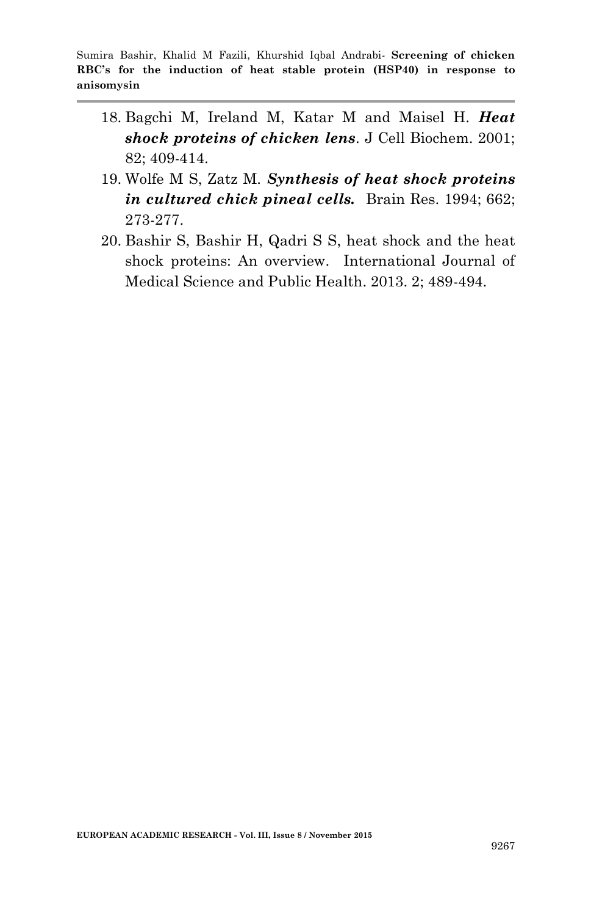18. Bagchi M, Ireland M, Katar M and Maisel H. ***Heat shock proteins of chicken lens***. J Cell Biochem. 2001; 82; 409-414.
19. Wolfe M S, Zatz M. ***Synthesis of heat shock proteins in cultured chick pineal cells.*** Brain Res. 1994; 662; 273-277.
20. Bashir S, Bashir H, Qadri S S, heat shock and the heat shock proteins: An overview. International Journal of Medical Science and Public Health. 2013. 2; 489-494.